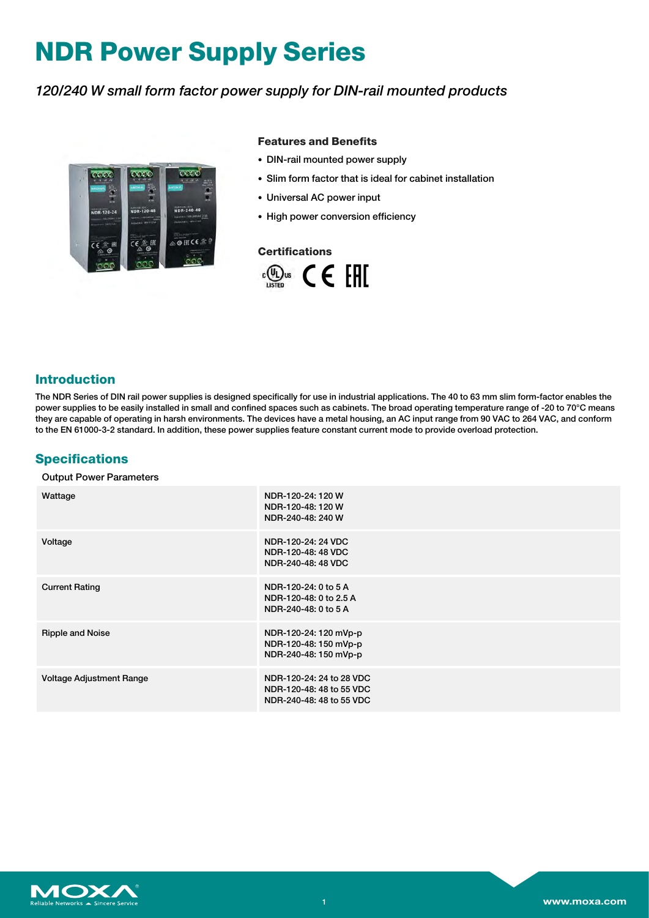# NDR Power Supply Series

*120/240 W small form factor power supply for DIN-rail mounted products*

### Features and Benefits

- DIN-rail mounted power supply
- Slim form factor that is ideal for cabinet installation
- Universal AC power input
- High power conversion efficiency

### Certifications

## Introduction

The NDR Series of DIN rail power supplies is designed specifically for use in industrial applications. The 40 to 63 mm slim form-factor enables the power supplies to be easily installed in small and confined spaces such as cabinets. The broad operating temperature range of -20 to 70°C means they are capable of operating in harsh environments. The devices have a metal housing, an AC input range from 90 VAC to 264 VAC, and conform to the EN 61000-3-2 standard. In addition, these power supplies feature constant current mode to provide overload protection.

## Specifications

Output Power Parameters

| | |
|---|---|
| Wattage | NDR-120-24: 120 W<br>NDR-120-48: 120 W<br>NDR-240-48: 240 W |
| Voltage | NDR-120-24: 24 VDC<br>NDR-120-48: 48 VDC<br>NDR-240-48: 48 VDC |
| Current Rating | NDR-120-24: 0 to 5 A<br>NDR-120-48: 0 to 2.5 A<br>NDR-240-48: 0 to 5 A |
| Ripple and Noise | NDR-120-24: 120 mVp-p<br>NDR-120-48: 150 mVp-p<br>NDR-240-48: 150 mVp-p |
| Voltage Adjustment Range | NDR-120-24: 24 to 28 VDC<br>NDR-120-48: 48 to 55 VDC<br>NDR-240-48: 48 to 55 VDC |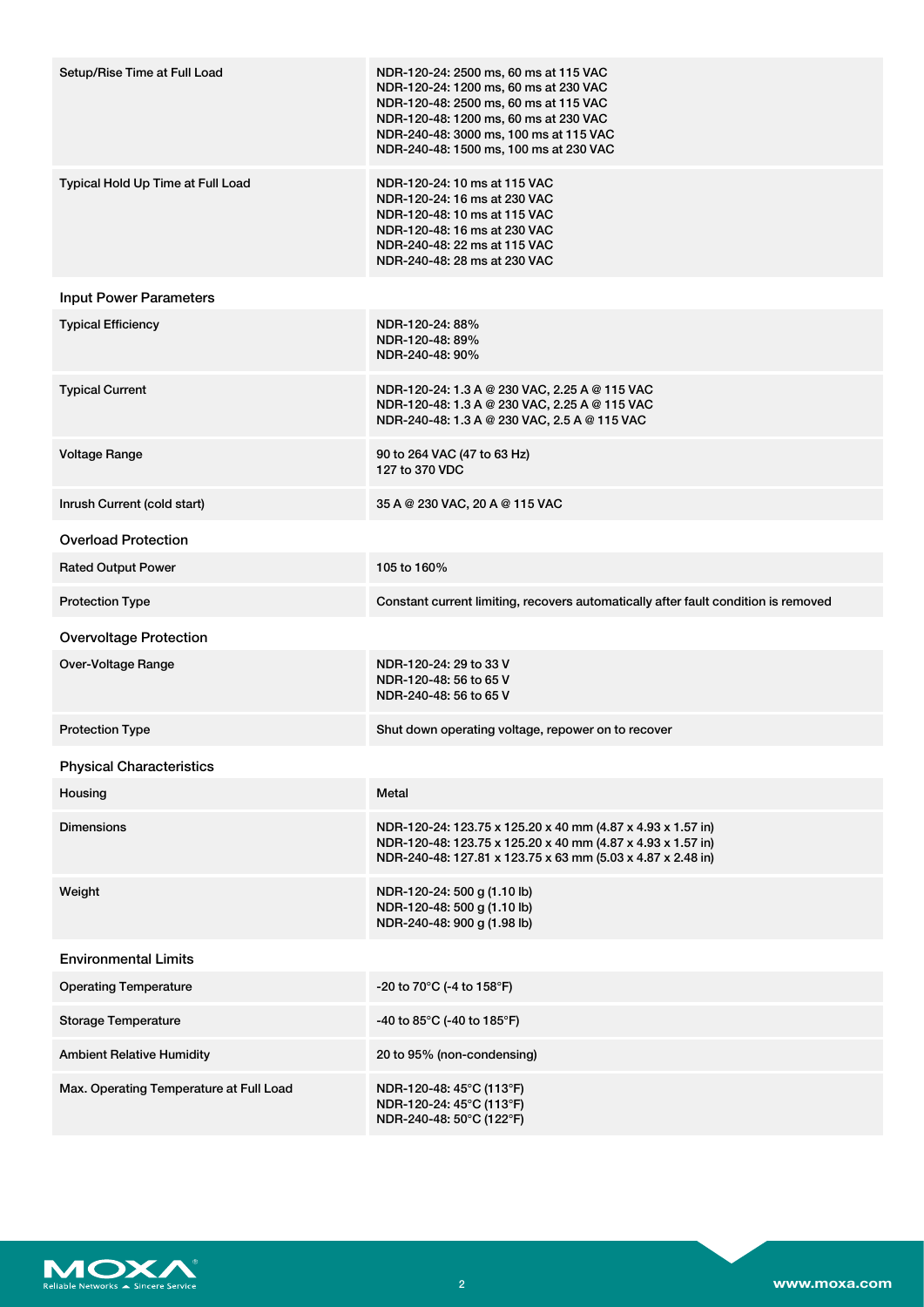| | |
|---|---|
| Setup/Rise Time at Full Load | NDR-120-24: 2500 ms, 60 ms at 115 VAC<br>NDR-120-24: 1200 ms, 60 ms at 230 VAC<br>NDR-120-48: 2500 ms, 60 ms at 115 VAC<br>NDR-120-48: 1200 ms, 60 ms at 230 VAC<br>NDR-240-48: 3000 ms, 100 ms at 115 VAC<br>NDR-240-48: 1500 ms, 100 ms at 230 VAC |
| Typical Hold Up Time at Full Load | NDR-120-24: 10 ms at 115 VAC<br>NDR-120-24: 16 ms at 230 VAC<br>NDR-120-48: 10 ms at 115 VAC<br>NDR-120-48: 16 ms at 230 VAC<br>NDR-240-48: 22 ms at 115 VAC<br>NDR-240-48: 28 ms at 230 VAC |

### Input Power Parameters

| | |
|---|---|
| Typical Efficiency | NDR-120-24: 88%<br>NDR-120-48: 89%<br>NDR-240-48: 90% |
| Typical Current | NDR-120-24: 1.3 A @ 230 VAC, 2.25 A @ 115 VAC<br>NDR-120-48: 1.3 A @ 230 VAC, 2.25 A @ 115 VAC<br>NDR-240-48: 1.3 A @ 230 VAC, 2.5 A @ 115 VAC |
| Voltage Range | 90 to 264 VAC (47 to 63 Hz)<br>127 to 370 VDC |
| Inrush Current (cold start) | 35 A @ 230 VAC, 20 A @ 115 VAC |

### Overload Protection

| | |
|---|---|
| Rated Output Power | 105 to 160% |
| Protection Type | Constant current limiting, recovers automatically after fault condition is removed |

### Overvoltage Protection

| | |
|---|---|
| Over-Voltage Range | NDR-120-24: 29 to 33 V<br>NDR-120-48: 56 to 65 V<br>NDR-240-48: 56 to 65 V |
| Protection Type | Shut down operating voltage, repower on to recover |

### Physical Characteristics

| | |
|---|---|
| Housing | Metal |
| Dimensions | NDR-120-24: 123.75 x 125.20 x 40 mm (4.87 x 4.93 x 1.57 in)<br>NDR-120-48: 123.75 x 125.20 x 40 mm (4.87 x 4.93 x 1.57 in)<br>NDR-240-48: 127.81 x 123.75 x 63 mm (5.03 x 4.87 x 2.48 in) |
| Weight | NDR-120-24: 500 g (1.10 lb)<br>NDR-120-48: 500 g (1.10 lb)<br>NDR-240-48: 900 g (1.98 lb) |

### Environmental Limits

| | |
|---|---|
| Operating Temperature | -20 to 70°C (-4 to 158°F) |
| Storage Temperature | -40 to 85°C (-40 to 185°F) |
| Ambient Relative Humidity | 20 to 95% (non-condensing) |
| Max. Operating Temperature at Full Load | NDR-120-48: 45°C (113°F)<br>NDR-120-24: 45°C (113°F)<br>NDR-240-48: 50°C (122°F) |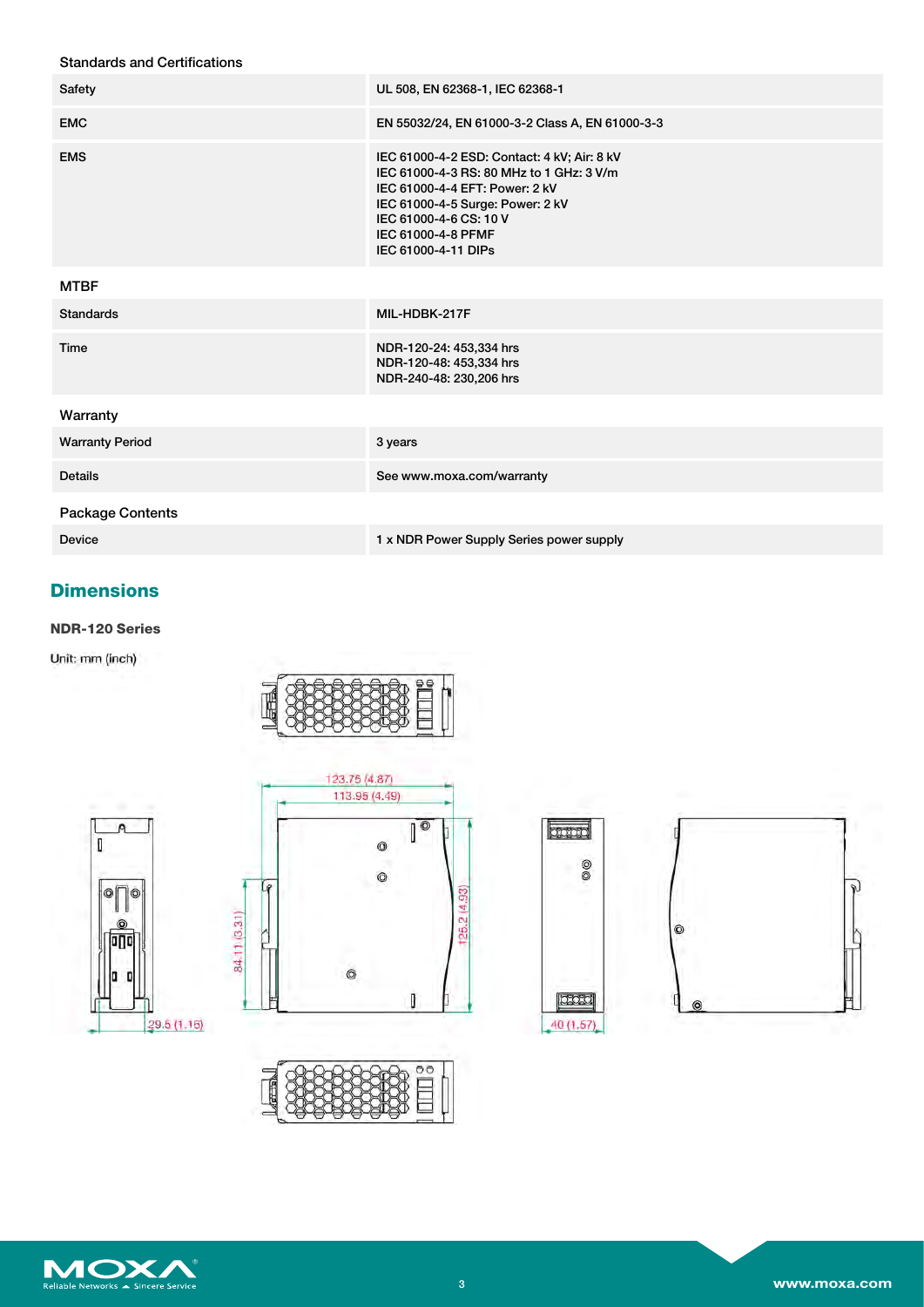### Standards and Certifications

| | |
|---|---|
| Safety | UL 508, EN 62368-1, IEC 62368-1 |
| EMC | EN 55032/24, EN 61000-3-2 Class A, EN 61000-3-3 |
| EMS | IEC 61000-4-2 ESD: Contact: 4 kV; Air: 8 kV<br>IEC 61000-4-3 RS: 80 MHz to 1 GHz: 3 V/m<br>IEC 61000-4-4 EFT: Power: 2 kV<br>IEC 61000-4-5 Surge: Power: 2 kV<br>IEC 61000-4-6 CS: 10 V<br>IEC 61000-4-8 PFMF<br>IEC 61000-4-11 DIPs |

### MTBF

| | |
|---|---|
| Standards | MIL-HDBK-217F |
| Time | NDR-120-24: 453,334 hrs<br>NDR-120-48: 453,334 hrs<br>NDR-240-48: 230,206 hrs |

### Warranty

| | |
|---|---|
| Warranty Period | 3 years |
| Details | See www.moxa.com/warranty |

### Package Contents

| | |
|---|---|
| Device | 1 x NDR Power Supply Series power supply |

## Dimensions

**NDR-120 Series**

Unit: mm (inch)

123.75 (4.87)
113.95 (4.49)
84.11 (3.31)
125.2 (4.93)
29.5 (1.16)
40 (1.57)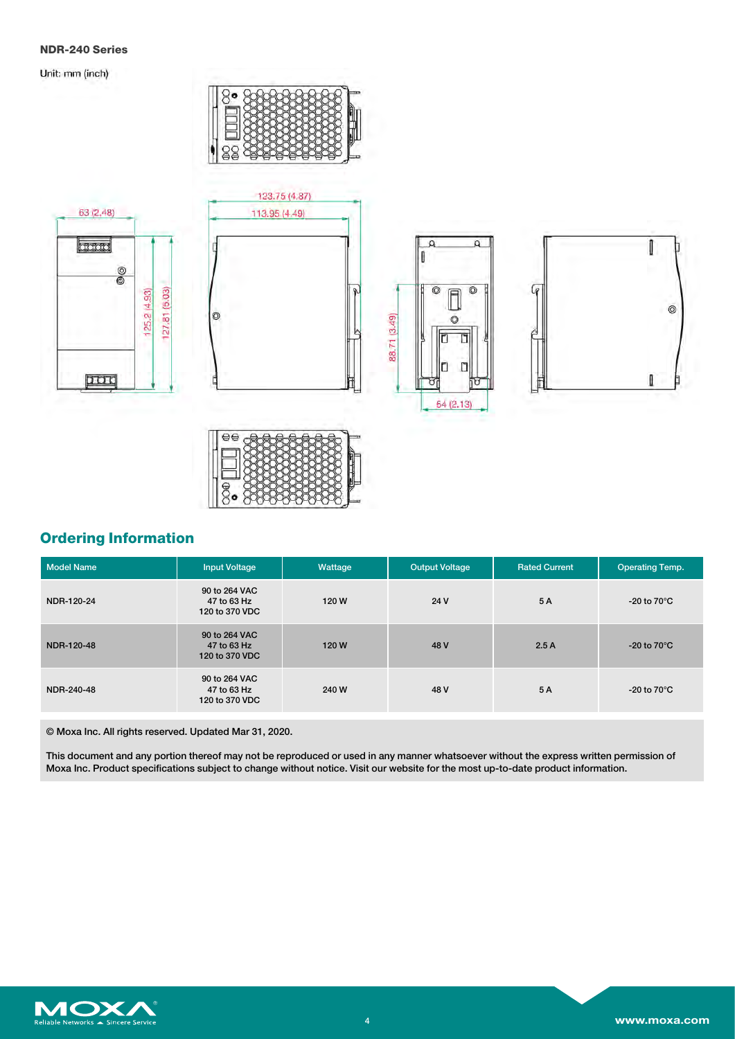**NDR-240 Series**

Unit: mm (inch)

123.75 (4.87)

113.95 (4.49)

63 (2.48)

125.2 (4.93)

127.81 (5.03)

88.71 (3.49)

54 (2.13)

## Ordering Information

| Model Name | Input Voltage | Wattage | Output Voltage | Rated Current | Operating Temp. |
|---|---|---|---|---|---|
| NDR-120-24 | 90 to 264 VAC<br>47 to 63 Hz<br>120 to 370 VDC | 120 W | 24 V | 5 A | -20 to 70°C |
| NDR-120-48 | 90 to 264 VAC<br>47 to 63 Hz<br>120 to 370 VDC | 120 W | 48 V | 2.5 A | -20 to 70°C |
| NDR-240-48 | 90 to 264 VAC<br>47 to 63 Hz<br>120 to 370 VDC | 240 W | 48 V | 5 A | -20 to 70°C |

© Moxa Inc. All rights reserved. Updated Mar 31, 2020.

This document and any portion thereof may not be reproduced or used in any manner whatsoever without the express written permission of Moxa Inc. Product specifications subject to change without notice. Visit our website for the most up-to-date product information.